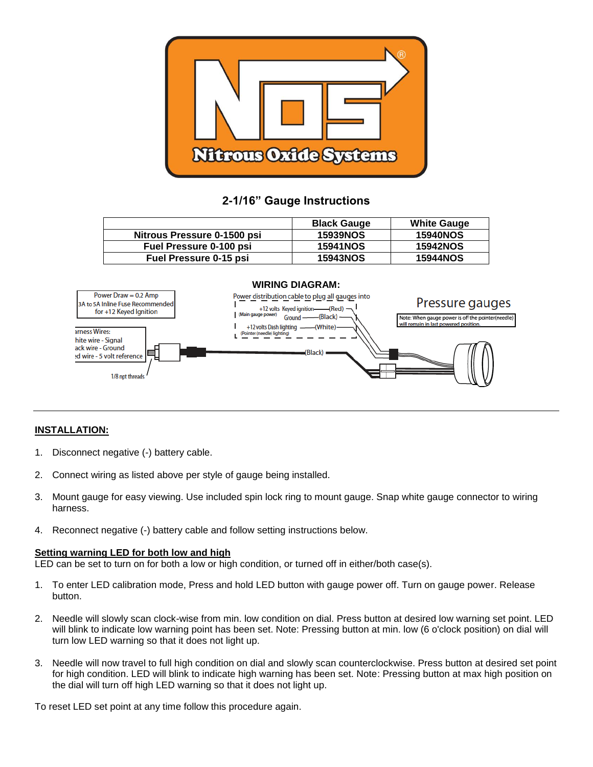# 2-1/16" Gauge Instructions

| | Black Gauge | White Gauge |
|---|---|---|
| Nitrous Pressure 0-1500 psi | 15939NOS | 15940NOS |
| Fuel Pressure 0-100 psi | 15941NOS | 15942NOS |
| Fuel Pressure 0-15 psi | 15943NOS | 15944NOS |

## WIRING DIAGRAM:

Power Draw = 0.2 Amp
3A to 5A Inline Fuse Recommended for +12 Keyed Ignition

Power distribution cable to plug all gauges into

+12 volts Keyed ignition (Main gauge power) —(Red)
Ground —(Black)
+12 volts Dash lighting (Pointer (needle) lighting) —(White)

Pressure gauges

Note: When gauge power is off the pointer(needle) will remain in last powered position.

Harness Wires:
White wire - Signal
Black wire - Ground
Red wire - 5 volt reference

(Black)

1/8 npt threads

---

## INSTALLATION:

1. Disconnect negative (-) battery cable.
2. Connect wiring as listed above per style of gauge being installed.
3. Mount gauge for easy viewing. Use included spin lock ring to mount gauge. Snap white gauge connector to wiring harness.
4. Reconnect negative (-) battery cable and follow setting instructions below.

**Setting warning LED for both low and high**

LED can be set to turn on for both a low or high condition, or turned off in either/both case(s).

1. To enter LED calibration mode, Press and hold LED button with gauge power off. Turn on gauge power. Release button.
2. Needle will slowly scan clock-wise from min. low condition on dial. Press button at desired low warning set point. LED will blink to indicate low warning point has been set. Note: Pressing button at min. low (6 o'clock position) on dial will turn low LED warning so that it does not light up.
3. Needle will now travel to full high condition on dial and slowly scan counterclockwise. Press button at desired set point for high condition. LED will blink to indicate high warning has been set. Note: Pressing button at max high position on the dial will turn off high LED warning so that it does not light up.

To reset LED set point at any time follow this procedure again.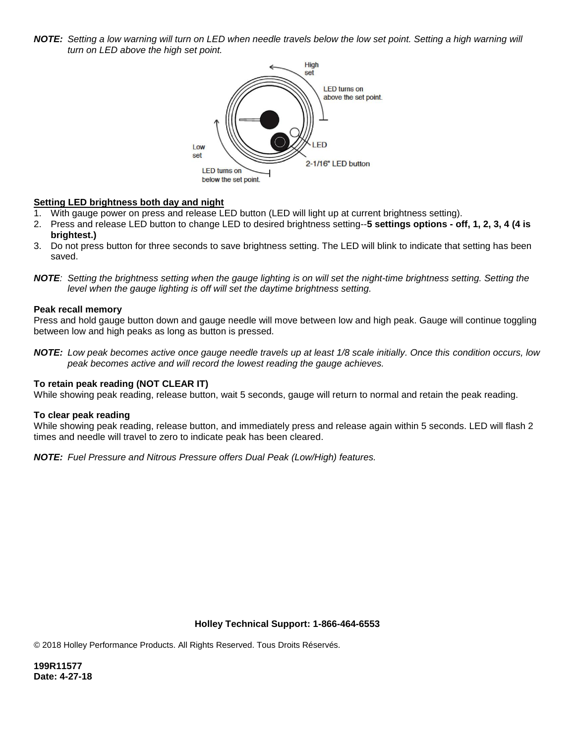***NOTE:*** *Setting a low warning will turn on LED when needle travels below the low set point. Setting a high warning will turn on LED above the high set point.*

High set

LED turns on above the set point.

LED

2-1/16" LED button

Low set

LED turns on below the set point.

**Setting LED brightness both day and night**

1. With gauge power on press and release LED button (LED will light up at current brightness setting).
2. Press and release LED button to change LED to desired brightness setting--**5 settings options - off, 1, 2, 3, 4 (4 is brightest.)**
3. Do not press button for three seconds to save brightness setting. The LED will blink to indicate that setting has been saved.

***NOTE****: Setting the brightness setting when the gauge lighting is on will set the night-time brightness setting. Setting the level when the gauge lighting is off will set the daytime brightness setting.*

**Peak recall memory**

Press and hold gauge button down and gauge needle will move between low and high peak. Gauge will continue toggling between low and high peaks as long as button is pressed.

***NOTE:*** *Low peak becomes active once gauge needle travels up at least 1/8 scale initially. Once this condition occurs, low peak becomes active and will record the lowest reading the gauge achieves.*

**To retain peak reading (NOT CLEAR IT)**

While showing peak reading, release button, wait 5 seconds, gauge will return to normal and retain the peak reading.

**To clear peak reading**

While showing peak reading, release button, and immediately press and release again within 5 seconds. LED will flash 2 times and needle will travel to zero to indicate peak has been cleared.

***NOTE:*** *Fuel Pressure and Nitrous Pressure offers Dual Peak (Low/High) features.*

**Holley Technical Support: 1-866-464-6553**

© 2018 Holley Performance Products. All Rights Reserved. Tous Droits Réservés.

**199R11577**
**Date: 4-27-18**